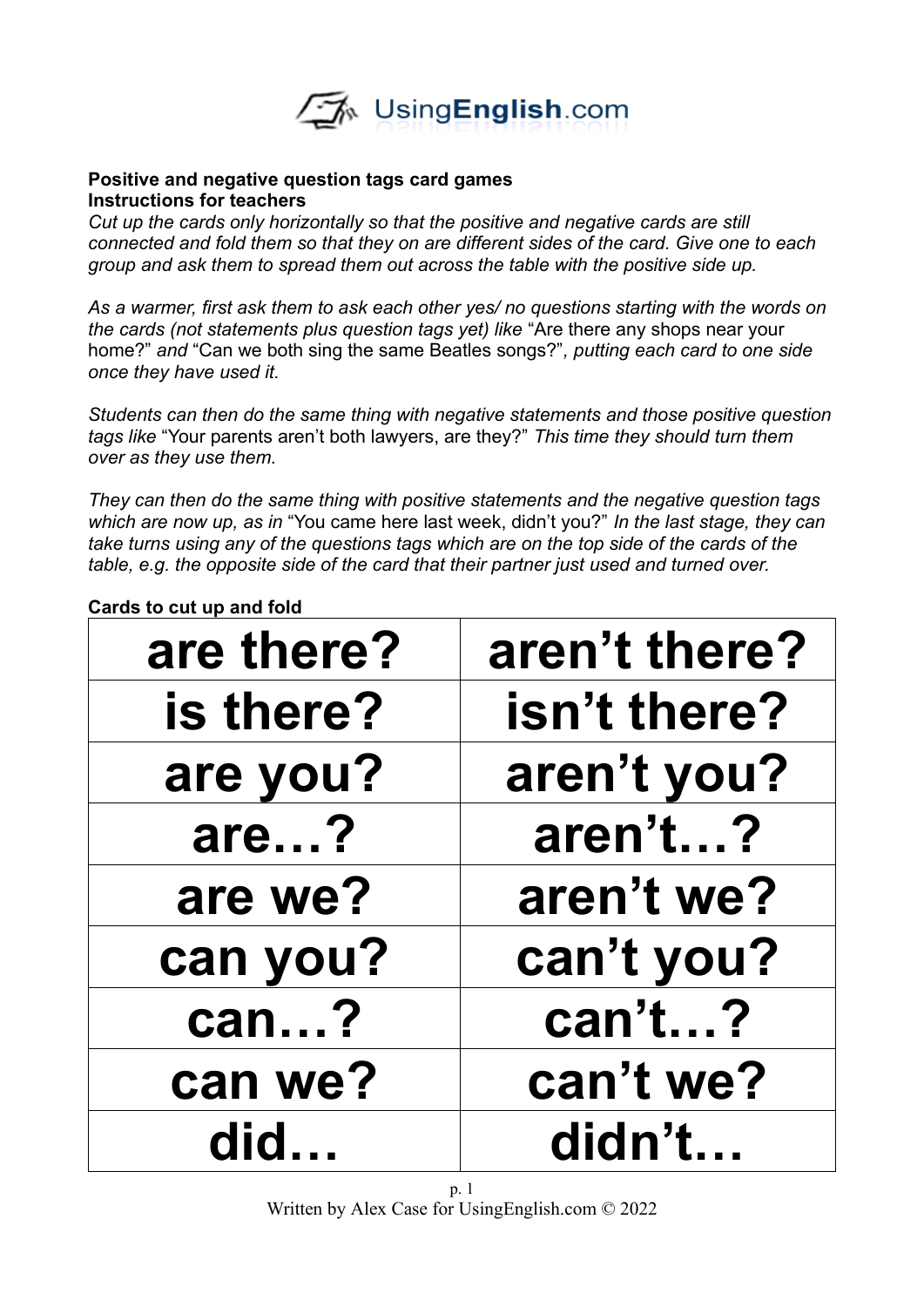**Positive and negative question tags card games**
**Instructions for teachers**

*Cut up the cards only horizontally so that the positive and negative cards are still connected and fold them so that they on are different sides of the card. Give one to each group and ask them to spread them out across the table with the positive side up.*

*As a warmer, first ask them to ask each other yes/ no questions starting with the words on the cards (not statements plus question tags yet) like* "Are there any shops near your home?" *and* "Can we both sing the same Beatles songs?"*, putting each card to one side once they have used it.*

*Students can then do the same thing with negative statements and those positive question tags like* "Your parents aren't both lawyers, are they?" *This time they should turn them over as they use them.*

*They can then do the same thing with positive statements and the negative question tags which are now up, as in* "You came here last week, didn't you?" *In the last stage, they can take turns using any of the questions tags which are on the top side of the cards of the table, e.g. the opposite side of the card that their partner just used and turned over.*

**Cards to cut up and fold**

| | |
|---|---|
| **are there?** | **aren't there?** |
| **is there?** | **isn't there?** |
| **are you?** | **aren't you?** |
| **are…?** | **aren't…?** |
| **are we?** | **aren't we?** |
| **can you?** | **can't you?** |
| **can…?** | **can't…?** |
| **can we?** | **can't we?** |
| **did…** | **didn't…** |

Written by Alex Case for UsingEnglish.com © 2022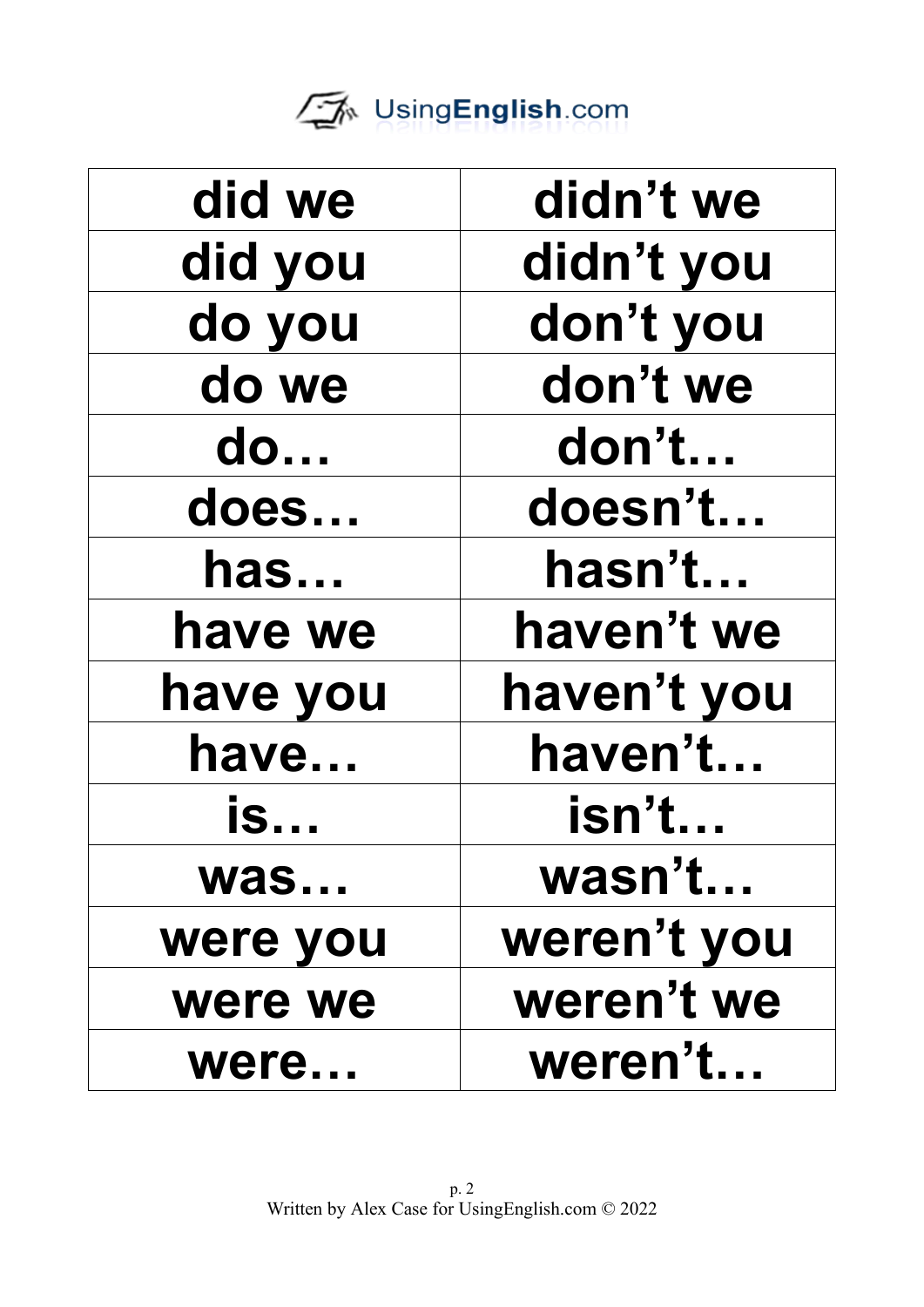| | |
|---|---|
| did we | didn’t we |
| did you | didn’t you |
| do you | don’t you |
| do we | don’t we |
| do… | don’t… |
| does… | doesn’t… |
| has… | hasn’t… |
| have we | haven’t we |
| have you | haven’t you |
| have… | haven’t… |
| is… | isn’t… |
| was… | wasn’t… |
| were you | weren’t you |
| were we | weren’t we |
| were… | weren’t… |

Written by Alex Case for UsingEnglish.com © 2022